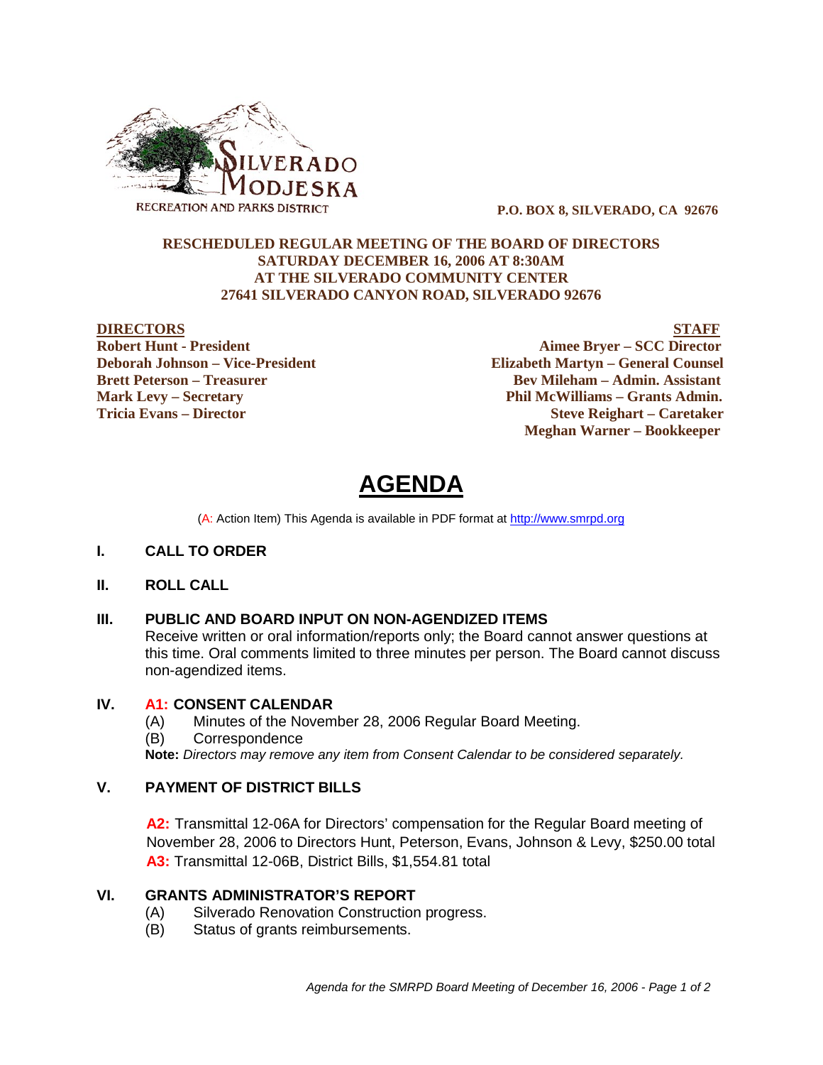SILVERADO MODJESKA RECREATION AND PARKS DISTRICT

**P.O. BOX 8, SILVERADO, CA 92676**

**RESCHEDULED REGULAR MEETING OF THE BOARD OF DIRECTORS**
**SATURDAY DECEMBER 16, 2006 AT 8:30AM**
**AT THE SILVERADO COMMUNITY CENTER**
**27641 SILVERADO CANYON ROAD, SILVERADO 92676**

**DIRECTORS**
**Robert Hunt - President**
**Deborah Johnson – Vice-President**
**Brett Peterson – Treasurer**
**Mark Levy – Secretary**
**Tricia Evans – Director**

**STAFF**
**Aimee Bryer – SCC Director**
**Elizabeth Martyn – General Counsel**
**Bev Mileham – Admin. Assistant**
**Phil McWilliams – Grants Admin.**
**Steve Reighart – Caretaker**
**Meghan Warner – Bookkeeper**

# AGENDA

(A: Action Item) This Agenda is available in PDF format at http://www.smrpd.org

## I. CALL TO ORDER

## II. ROLL CALL

## III. PUBLIC AND BOARD INPUT ON NON-AGENDIZED ITEMS

Receive written or oral information/reports only; the Board cannot answer questions at this time. Oral comments limited to three minutes per person. The Board cannot discuss non-agendized items.

## IV. A1: CONSENT CALENDAR

(A) Minutes of the November 28, 2006 Regular Board Meeting.
(B) Correspondence

**Note:** *Directors may remove any item from Consent Calendar to be considered separately.*

## V. PAYMENT OF DISTRICT BILLS

**A2:** Transmittal 12-06A for Directors' compensation for the Regular Board meeting of November 28, 2006 to Directors Hunt, Peterson, Evans, Johnson & Levy, $250.00 total
**A3:** Transmittal 12-06B, District Bills, $1,554.81 total

## VI. GRANTS ADMINISTRATOR'S REPORT

(A) Silverado Renovation Construction progress.
(B) Status of grants reimbursements.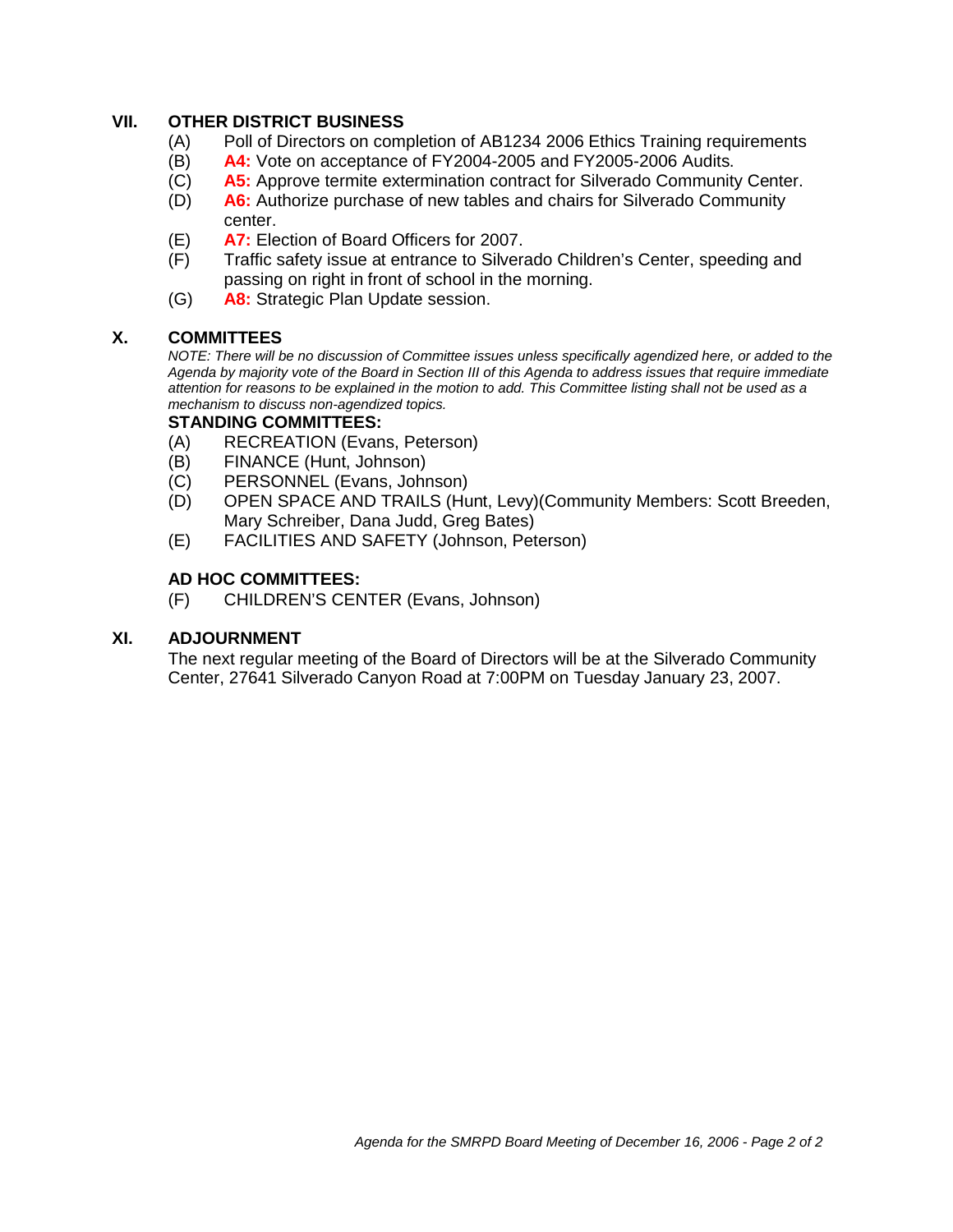## VII. OTHER DISTRICT BUSINESS

(A) Poll of Directors on completion of AB1234 2006 Ethics Training requirements
(B) **A4:** Vote on acceptance of FY2004-2005 and FY2005-2006 Audits.
(C) **A5:** Approve termite extermination contract for Silverado Community Center.
(D) **A6:** Authorize purchase of new tables and chairs for Silverado Community center.
(E) **A7:** Election of Board Officers for 2007.
(F) Traffic safety issue at entrance to Silverado Children's Center, speeding and passing on right in front of school in the morning.
(G) **A8:** Strategic Plan Update session.

## X. COMMITTEES

*NOTE: There will be no discussion of Committee issues unless specifically agendized here, or added to the Agenda by majority vote of the Board in Section III of this Agenda to address issues that require immediate attention for reasons to be explained in the motion to add. This Committee listing shall not be used as a mechanism to discuss non-agendized topics.*

### STANDING COMMITTEES:

(A) RECREATION (Evans, Peterson)
(B) FINANCE (Hunt, Johnson)
(C) PERSONNEL (Evans, Johnson)
(D) OPEN SPACE AND TRAILS (Hunt, Levy)(Community Members: Scott Breeden, Mary Schreiber, Dana Judd, Greg Bates)
(E) FACILITIES AND SAFETY (Johnson, Peterson)

### AD HOC COMMITTEES:

(F) CHILDREN'S CENTER (Evans, Johnson)

## XI. ADJOURNMENT

The next regular meeting of the Board of Directors will be at the Silverado Community Center, 27641 Silverado Canyon Road at 7:00PM on Tuesday January 23, 2007.